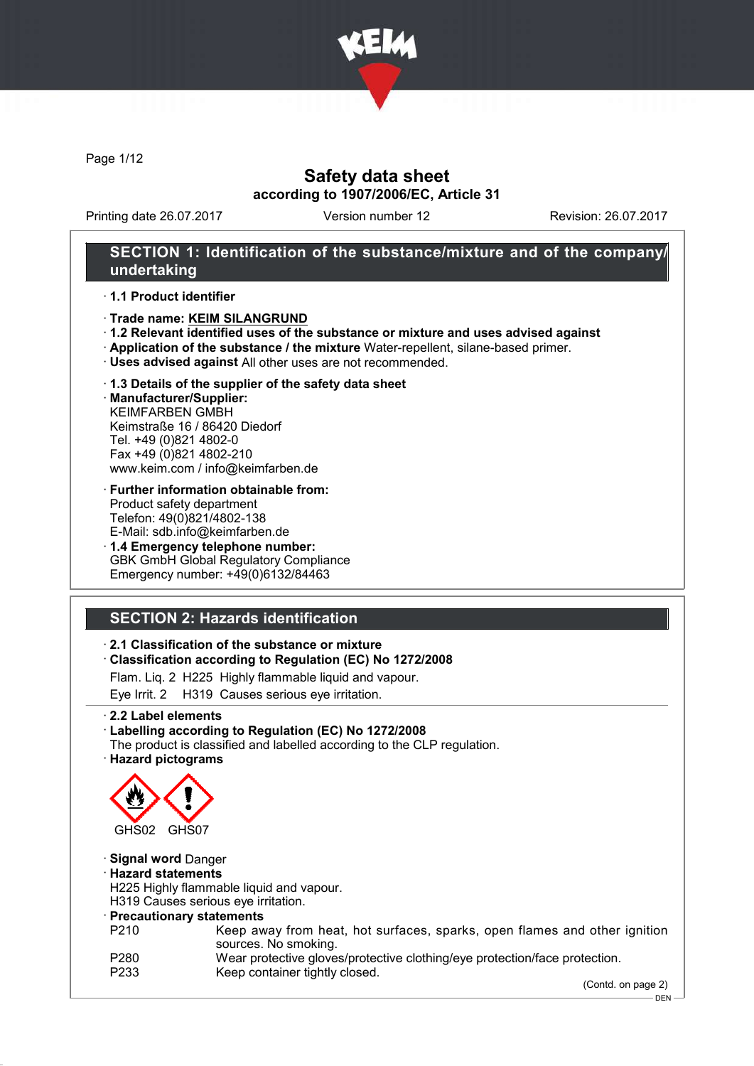# Safety data sheet

**according to 1907/2006/EC, Article 31**

Printing date 26.07.2017 Version number 12 Revision: 26.07.2017

## SECTION 1: Identification of the substance/mixture and of the company/ undertaking

- **1.1 Product identifier**
- **Trade name: KEIM SILANGRUND**
- **1.2 Relevant identified uses of the substance or mixture and uses advised against**
- **Application of the substance / the mixture** Water-repellent, silane-based primer.
- **Uses advised against** All other uses are not recommended.
- **1.3 Details of the supplier of the safety data sheet**
- **Manufacturer/Supplier:**
  KEIMFARBEN GMBH
  Keimstraße 16 / 86420 Diedorf
  Tel. +49 (0)821 4802-0
  Fax +49 (0)821 4802-210
  www.keim.com / info@keimfarben.de
- **Further information obtainable from:**
  Product safety department
  Telefon: 49(0)821/4802-138
  E-Mail: sdb.info@keimfarben.de
- **1.4 Emergency telephone number:**
  GBK GmbH Global Regulatory Compliance
  Emergency number: +49(0)6132/84463

## SECTION 2: Hazards identification

- **2.1 Classification of the substance or mixture**
- **Classification according to Regulation (EC) No 1272/2008**

  Flam. Liq. 2 H225 Highly flammable liquid and vapour.

  Eye Irrit. 2 H319 Causes serious eye irritation.

- **2.2 Label elements**
- **Labelling according to Regulation (EC) No 1272/2008**
  The product is classified and labelled according to the CLP regulation.
- **Hazard pictograms**

  GHS02 GHS07

- **Signal word** Danger
- **Hazard statements**
  H225 Highly flammable liquid and vapour.
  H319 Causes serious eye irritation.
- **Precautionary statements**

| | |
|---|---|
| P210 | Keep away from heat, hot surfaces, sparks, open flames and other ignition sources. No smoking. |
| P280 | Wear protective gloves/protective clothing/eye protection/face protection. |
| P233 | Keep container tightly closed. |

(Contd. on page 2)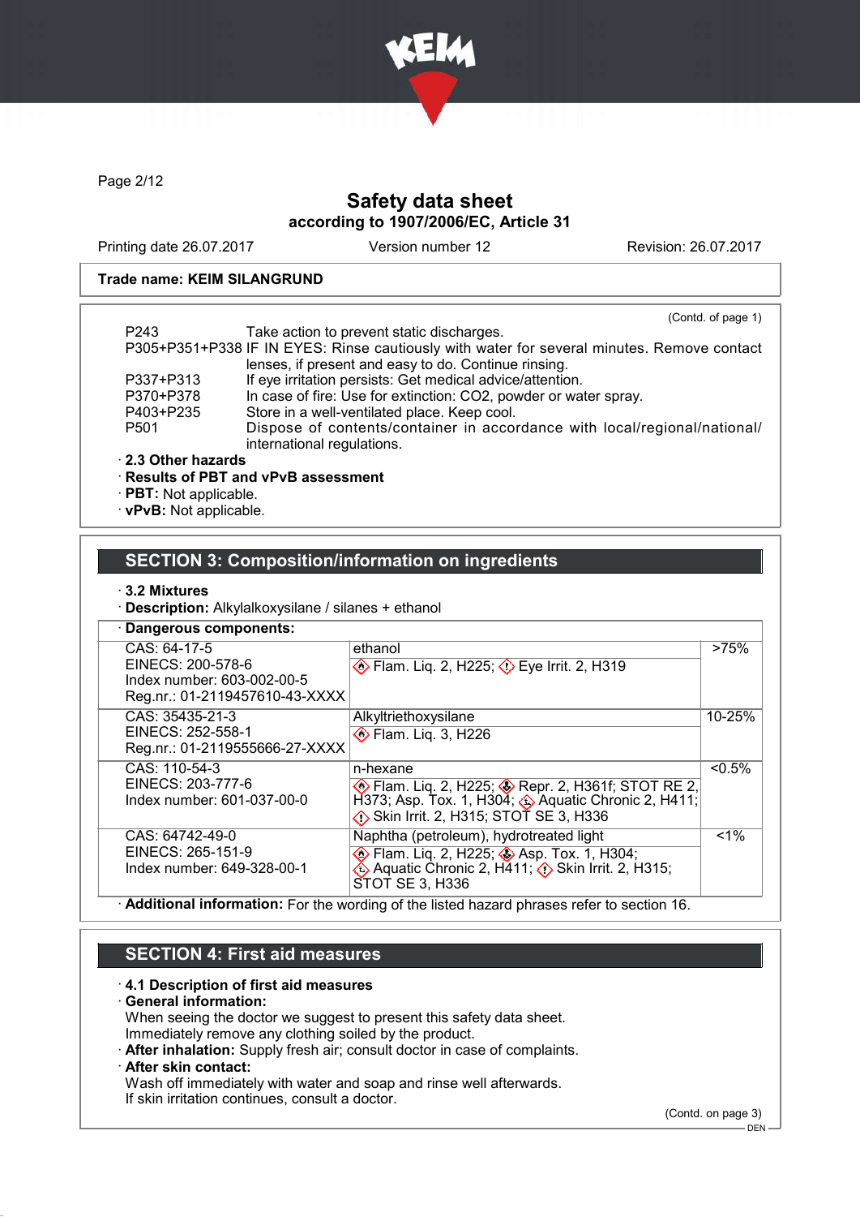# Safety data sheet

**according to 1907/2006/EC, Article 31**

Printing date 26.07.2017 Version number 12 Revision: 26.07.2017

**Trade name: KEIM SILANGRUND**

(Contd. of page 1)

P243 Take action to prevent static discharges.

P305+P351+P338 IF IN EYES: Rinse cautiously with water for several minutes. Remove contact lenses, if present and easy to do. Continue rinsing.

P337+P313 If eye irritation persists: Get medical advice/attention.

P370+P378 In case of fire: Use for extinction: $CO_2$, powder or water spray.

P403+P235 Store in a well-ventilated place. Keep cool.

P501 Dispose of contents/container in accordance with local/regional/national/international regulations.

· **2.3 Other hazards**

· **Results of PBT and vPvB assessment**

· **PBT:** Not applicable.

· **vPvB:** Not applicable.

## SECTION 3: Composition/information on ingredients

· **3.2 Mixtures**

· **Description:** Alkylalkoxysilane / silanes + ethanol

· **Dangerous components:**

| Identifiers | Name / Classification | Concentration |
|---|---|---|
| CAS: 64-17-5<br>EINECS: 200-578-6<br>Index number: 603-002-00-5<br>Reg.nr.: 01-2119457610-43-XXXX | ethanol<br>Flam. Liq. 2, H225; Eye Irrit. 2, H319 | >75% |
| CAS: 35435-21-3<br>EINECS: 252-558-1<br>Reg.nr.: 01-2119555666-27-XXXX | Alkyltriethoxysilane<br>Flam. Liq. 3, H226 | 10-25% |
| CAS: 110-54-3<br>EINECS: 203-777-6<br>Index number: 601-037-00-0 | n-hexane<br>Flam. Liq. 2, H225; Repr. 2, H361f; STOT RE 2, H373; Asp. Tox. 1, H304; Aquatic Chronic 2, H411; Skin Irrit. 2, H315; STOT SE 3, H336 | <0.5% |
| CAS: 64742-49-0<br>EINECS: 265-151-9<br>Index number: 649-328-00-1 | Naphtha (petroleum), hydrotreated light<br>Flam. Liq. 2, H225; Asp. Tox. 1, H304; Aquatic Chronic 2, H411; Skin Irrit. 2, H315; STOT SE 3, H336 | <1% |

· **Additional information:** For the wording of the listed hazard phrases refer to section 16.

## SECTION 4: First aid measures

· **4.1 Description of first aid measures**

· **General information:**

When seeing the doctor we suggest to present this safety data sheet.

Immediately remove any clothing soiled by the product.

· **After inhalation:** Supply fresh air; consult doctor in case of complaints.

· **After skin contact:**

Wash off immediately with water and soap and rinse well afterwards.

If skin irritation continues, consult a doctor.

(Contd. on page 3)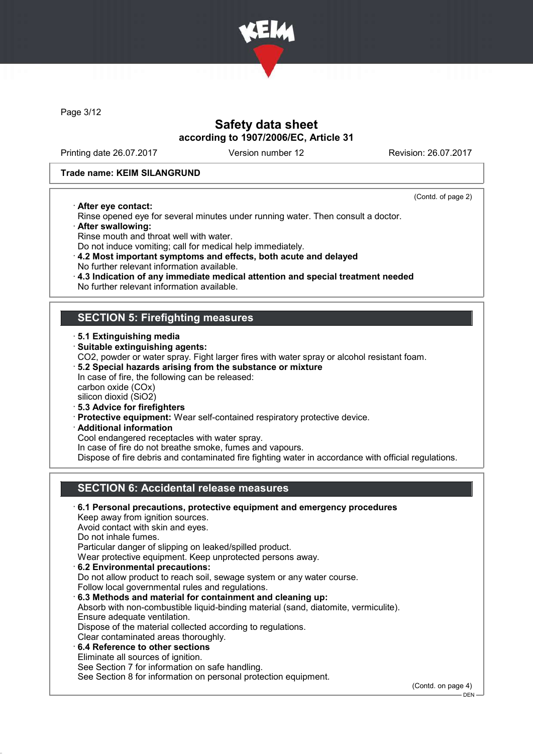Trade name: KEIM SILANGRUND

(Contd. of page 2)

· **After eye contact:**
Rinse opened eye for several minutes under running water. Then consult a doctor.

· **After swallowing:**
Rinse mouth and throat well with water.
Do not induce vomiting; call for medical help immediately.

· **4.2 Most important symptoms and effects, both acute and delayed**
No further relevant information available.

· **4.3 Indication of any immediate medical attention and special treatment needed**
No further relevant information available.

## SECTION 5: Firefighting measures

· **5.1 Extinguishing media**

· **Suitable extinguishing agents:**
$CO_2$, powder or water spray. Fight larger fires with water spray or alcohol resistant foam.

· **5.2 Special hazards arising from the substance or mixture**
In case of fire, the following can be released:
carbon oxide ($CO_x$)
silicon dioxid ($SiO_2$)

· **5.3 Advice for firefighters**

· **Protective equipment:** Wear self-contained respiratory protective device.

· **Additional information**
Cool endangered receptacles with water spray.
In case of fire do not breathe smoke, fumes and vapours.
Dispose of fire debris and contaminated fire fighting water in accordance with official regulations.

## SECTION 6: Accidental release measures

· **6.1 Personal precautions, protective equipment and emergency procedures**
Keep away from ignition sources.
Avoid contact with skin and eyes.
Do not inhale fumes.
Particular danger of slipping on leaked/spilled product.
Wear protective equipment. Keep unprotected persons away.

· **6.2 Environmental precautions:**
Do not allow product to reach soil, sewage system or any water course.
Follow local governmental rules and regulations.

· **6.3 Methods and material for containment and cleaning up:**
Absorb with non-combustible liquid-binding material (sand, diatomite, vermiculite).
Ensure adequate ventilation.
Dispose of the material collected according to regulations.
Clear contaminated areas thoroughly.

· **6.4 Reference to other sections**
Eliminate all sources of ignition.
See Section 7 for information on safe handling.
See Section 8 for information on personal protection equipment.

(Contd. on page 4)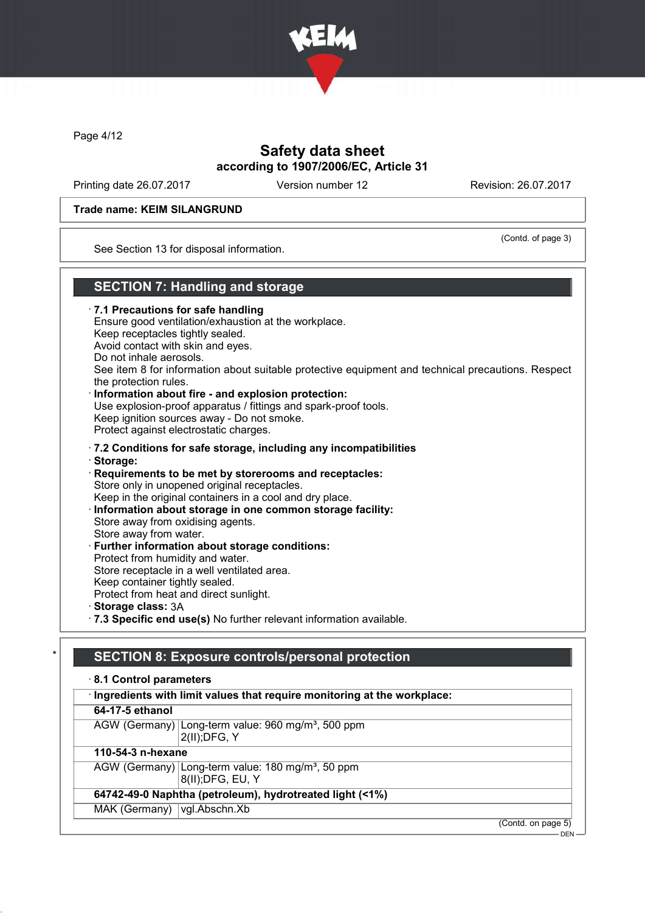**Trade name: KEIM SILANGRUND**

(Contd. of page 3)

See Section 13 for disposal information.

## SECTION 7: Handling and storage

· **7.1 Precautions for safe handling**
Ensure good ventilation/exhaustion at the workplace.
Keep receptacles tightly sealed.
Avoid contact with skin and eyes.
Do not inhale aerosols.
See item 8 for information about suitable protective equipment and technical precautions. Respect the protection rules.
· **Information about fire - and explosion protection:**
Use explosion-proof apparatus / fittings and spark-proof tools.
Keep ignition sources away - Do not smoke.
Protect against electrostatic charges.

· **7.2 Conditions for safe storage, including any incompatibilities**
· **Storage:**
· **Requirements to be met by storerooms and receptacles:**
Store only in unopened original receptacles.
Keep in the original containers in a cool and dry place.
· **Information about storage in one common storage facility:**
Store away from oxidising agents.
Store away from water.
· **Further information about storage conditions:**
Protect from humidity and water.
Store receptacle in a well ventilated area.
Keep container tightly sealed.
Protect from heat and direct sunlight.
· **Storage class:** 3A
· **7.3 Specific end use(s)** No further relevant information available.

## * SECTION 8: Exposure controls/personal protection

· **8.1 Control parameters**

| · **Ingredients with limit values that require monitoring at the workplace:** | |
|---|---|
| **64-17-5 ethanol** | |
| AGW (Germany) | Long-term value: 960 mg/m³, 500 ppm<br>2(II);DFG, Y |
| **110-54-3 n-hexane** | |
| AGW (Germany) | Long-term value: 180 mg/m³, 50 ppm<br>8(II);DFG, EU, Y |
| **64742-49-0 Naphtha (petroleum), hydrotreated light (<1%)** | |
| MAK (Germany) | vgl.Abschn.Xb |

(Contd. on page 5)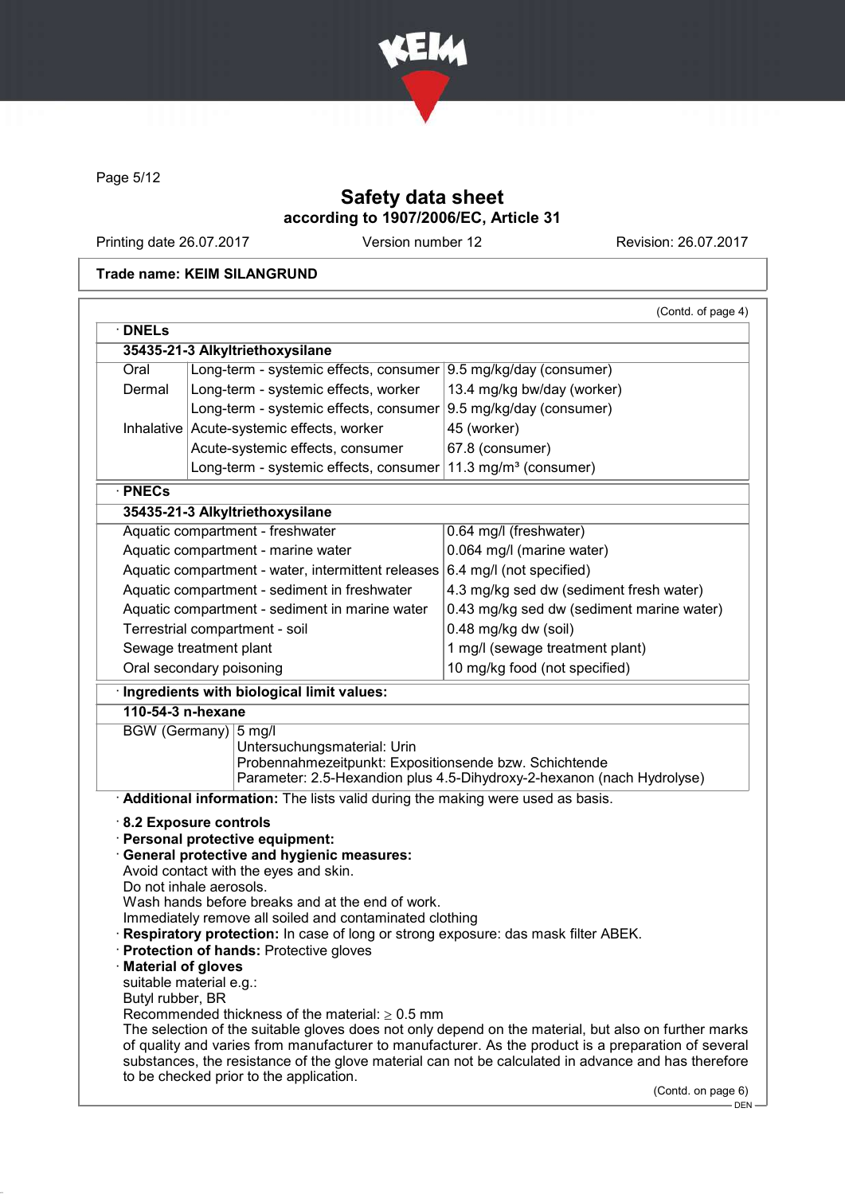# Safety data sheet
## according to 1907/2006/EC, Article 31

Printing date 26.07.2017 Version number 12 Revision: 26.07.2017

**Trade name: KEIM SILANGRUND**

(Contd. of page 4)

· **DNELs**

| **35435-21-3 Alkyltriethoxysilane** | | |
|---|---|---|
| Oral | Long-term - systemic effects, consumer | 9.5 mg/kg/day (consumer) |
| Dermal | Long-term - systemic effects, worker | 13.4 mg/kg bw/day (worker) |
| | Long-term - systemic effects, consumer | 9.5 mg/kg/day (consumer) |
| Inhalative | Acute-systemic effects, worker | 45 (worker) |
| | Acute-systemic effects, consumer | 67.8 (consumer) |
| | Long-term - systemic effects, consumer | 11.3 mg/m³ (consumer) |

· **PNECs**

| **35435-21-3 Alkyltriethoxysilane** | |
|---|---|
| Aquatic compartment - freshwater | 0.64 mg/l (freshwater) |
| Aquatic compartment - marine water | 0.064 mg/l (marine water) |
| Aquatic compartment - water, intermittent releases | 6.4 mg/l (not specified) |
| Aquatic compartment - sediment in freshwater | 4.3 mg/kg sed dw (sediment fresh water) |
| Aquatic compartment - sediment in marine water | 0.43 mg/kg sed dw (sediment marine water) |
| Terrestrial compartment - soil | 0.48 mg/kg dw (soil) |
| Sewage treatment plant | 1 mg/l (sewage treatment plant) |
| Oral secondary poisoning | 10 mg/kg food (not specified) |

· **Ingredients with biological limit values:**

| **110-54-3 n-hexane** | |
|---|---|
| BGW (Germany) | 5 mg/l<br>Untersuchungsmaterial: Urin<br>Probennahmezeitpunkt: Expositionsende bzw. Schichtende<br>Parameter: 2.5-Hexandion plus 4.5-Dihydroxy-2-hexanon (nach Hydrolyse) |

· **Additional information:** The lists valid during the making were used as basis.

· **8.2 Exposure controls**
· **Personal protective equipment:**
· **General protective and hygienic measures:**
Avoid contact with the eyes and skin.
Do not inhale aerosols.
Wash hands before breaks and at the end of work.
Immediately remove all soiled and contaminated clothing
· **Respiratory protection:** In case of long or strong exposure: das mask filter ABEK.
· **Protection of hands:** Protective gloves
· **Material of gloves**
suitable material e.g.:
Butyl rubber, BR
Recommended thickness of the material: ≥ 0.5 mm
The selection of the suitable gloves does not only depend on the material, but also on further marks of quality and varies from manufacturer to manufacturer. As the product is a preparation of several substances, the resistance of the glove material can not be calculated in advance and has therefore to be checked prior to the application.

(Contd. on page 6)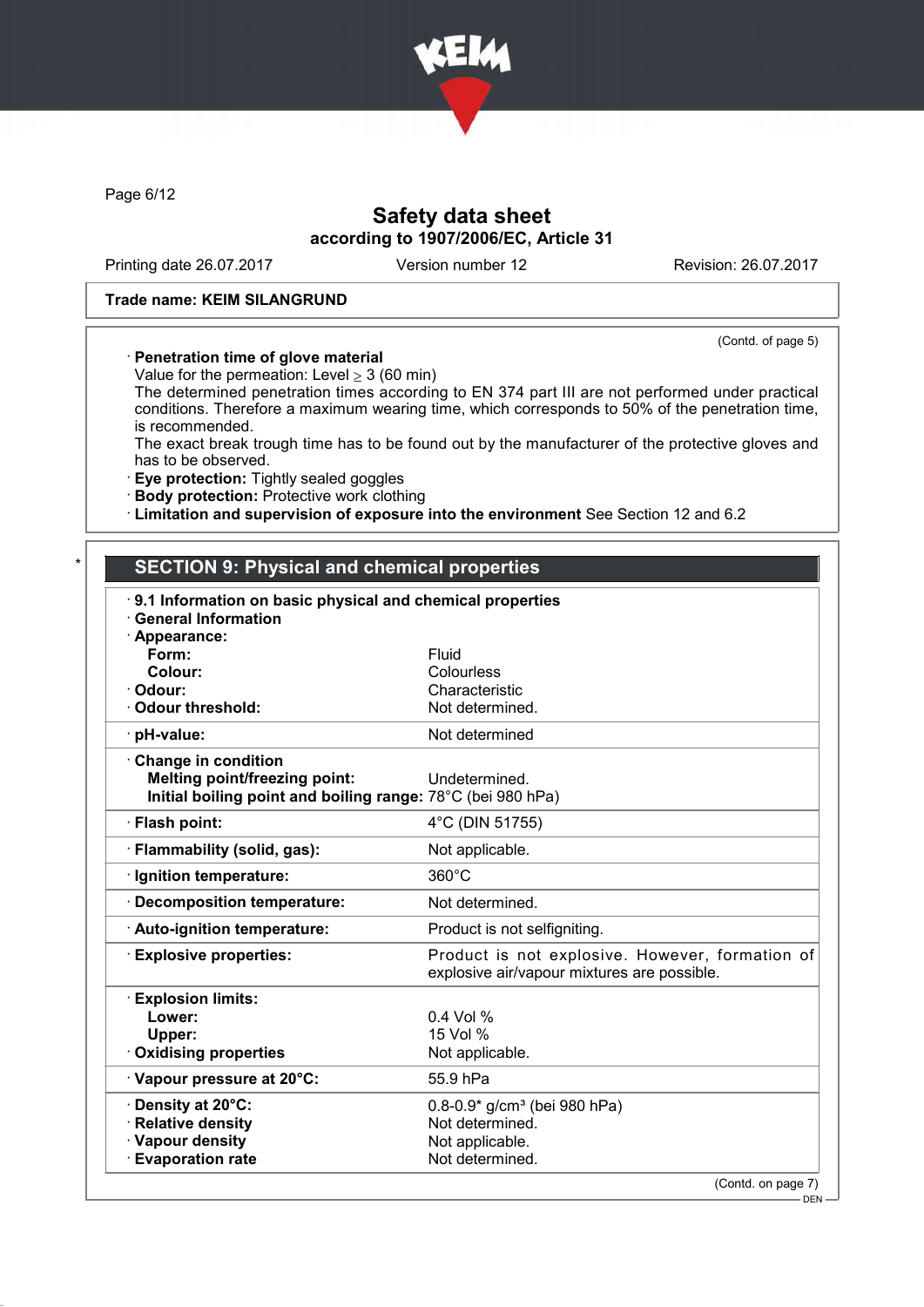Trade name: KEIM SILANGRUND

(Contd. of page 5)

- **Penetration time of glove material**
  Value for the permeation: Level ≥ 3 (60 min)
  The determined penetration times according to EN 374 part III are not performed under practical conditions. Therefore a maximum wearing time, which corresponds to 50% of the penetration time, is recommended.
  The exact break trough time has to be found out by the manufacturer of the protective gloves and has to be observed.
- **Eye protection:** Tightly sealed goggles
- **Body protection:** Protective work clothing
- **Limitation and supervision of exposure into the environment** See Section 12 and 6.2

## SECTION 9: Physical and chemical properties

| · 9.1 Information on basic physical and chemical properties | |
|---|---|
| · **General Information** | |
| · **Appearance:** | |
| **Form:** | Fluid |
| **Colour:** | Colourless |
| · **Odour:** | Characteristic |
| · **Odour threshold:** | Not determined. |
| · **pH-value:** | Not determined |
| · **Change in condition** | |
| **Melting point/freezing point:** | Undetermined. |
| **Initial boiling point and boiling range:** | 78°C (bei 980 hPa) |
| · **Flash point:** | 4°C (DIN 51755) |
| · **Flammability (solid, gas):** | Not applicable. |
| · **Ignition temperature:** | 360°C |
| · **Decomposition temperature:** | Not determined. |
| · **Auto-ignition temperature:** | Product is not selfigniting. |
| · **Explosive properties:** | Product is not explosive. However, formation of explosive air/vapour mixtures are possible. |
| · **Explosion limits:** | |
| **Lower:** | 0.4 Vol % |
| **Upper:** | 15 Vol % |
| · **Oxidising properties** | Not applicable. |
| · **Vapour pressure at 20°C:** | 55.9 hPa |
| · **Density at 20°C:** | 0.8-0.9* g/cm³ (bei 980 hPa) |
| · **Relative density** | Not determined. |
| · **Vapour density** | Not applicable. |
| · **Evaporation rate** | Not determined. |

(Contd. on page 7)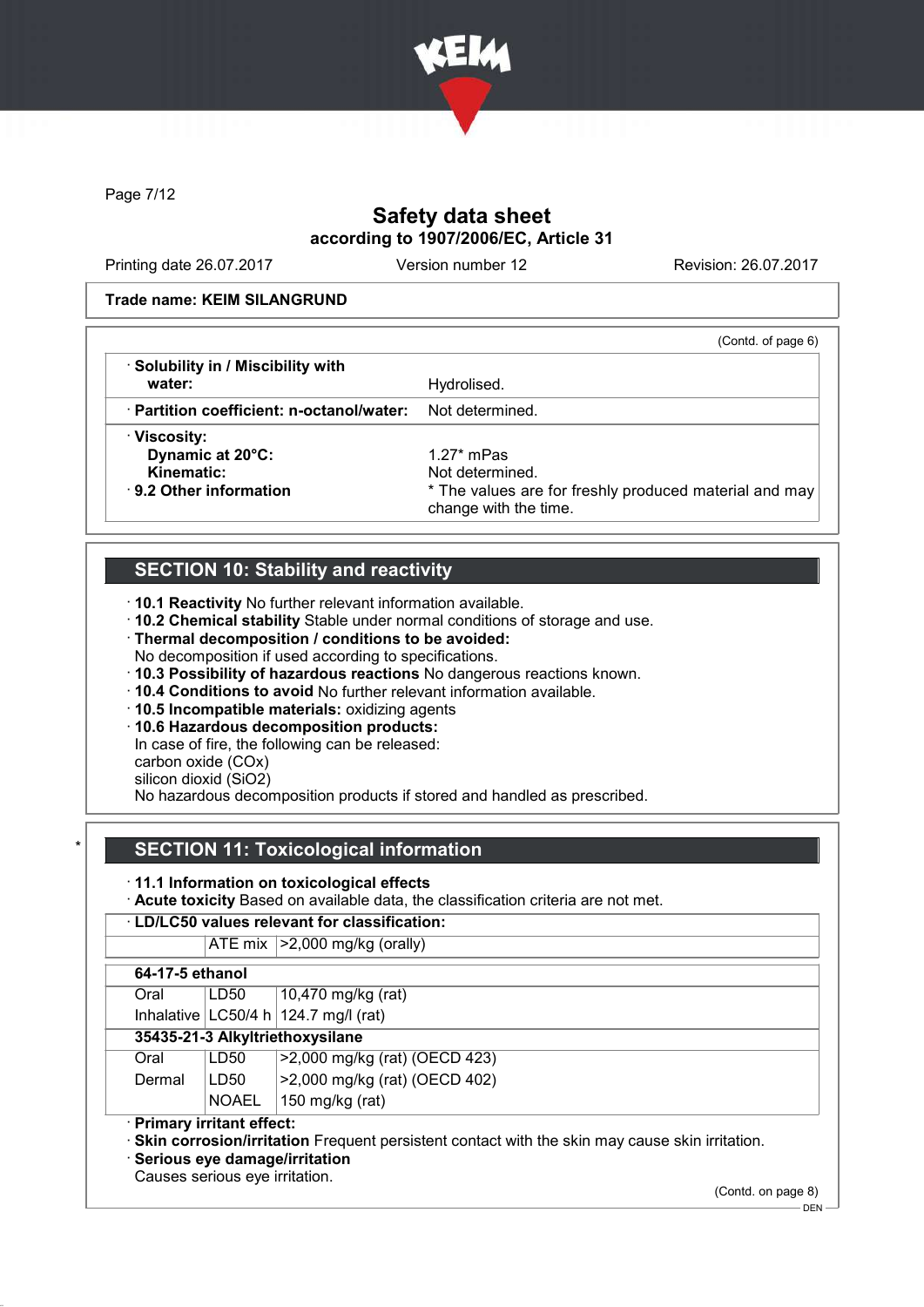# Safety data sheet
## according to 1907/2006/EC, Article 31

Printing date 26.07.2017 | Version number 12 | Revision: 26.07.2017

**Trade name: KEIM SILANGRUND**

(Contd. of page 6)

| | |
|---|---|
| · **Solubility in / Miscibility with water:** | Hydrolised. |
| · **Partition coefficient: n-octanol/water:** | Not determined. |
| · **Viscosity:** | |
| **Dynamic at 20°C:** | 1.27* mPas |
| **Kinematic:** | Not determined. |
| · **9.2 Other information** | * The values are for freshly produced material and may change with the time. |

## SECTION 10: Stability and reactivity

· **10.1 Reactivity** No further relevant information available.
· **10.2 Chemical stability** Stable under normal conditions of storage and use.
· **Thermal decomposition / conditions to be avoided:**
No decomposition if used according to specifications.
· **10.3 Possibility of hazardous reactions** No dangerous reactions known.
· **10.4 Conditions to avoid** No further relevant information available.
· **10.5 Incompatible materials:** oxidizing agents
· **10.6 Hazardous decomposition products:**
In case of fire, the following can be released:
carbon oxide (COx)
silicon dioxid ($SiO_2$)
No hazardous decomposition products if stored and handled as prescribed.

## SECTION 11: Toxicological information

· **11.1 Information on toxicological effects**
· **Acute toxicity** Based on available data, the classification criteria are not met.

| · **LD/LC50 values relevant for classification:** | | |
|---|---|---|
| | ATE mix | >2,000 mg/kg (orally) |
| **64-17-5 ethanol** | | |
| Oral | LD50 | 10,470 mg/kg (rat) |
| Inhalative | LC50/4 h | 124.7 mg/l (rat) |
| **35435-21-3 Alkyltriethoxysilane** | | |
| Oral | LD50 | >2,000 mg/kg (rat) (OECD 423) |
| Dermal | LD50 | >2,000 mg/kg (rat) (OECD 402) |
| | NOAEL | 150 mg/kg (rat) |

· **Primary irritant effect:**
· **Skin corrosion/irritation** Frequent persistent contact with the skin may cause skin irritation.
· **Serious eye damage/irritation**
Causes serious eye irritation.

(Contd. on page 8)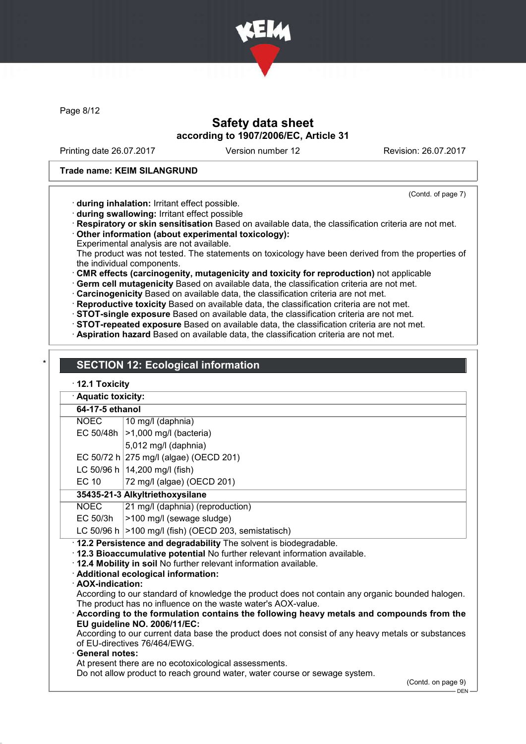**Trade name: KEIM SILANGRUND**

(Contd. of page 7)

· **during inhalation:** Irritant effect possible.
· **during swallowing:** Irritant effect possible
· **Respiratory or skin sensitisation** Based on available data, the classification criteria are not met.
· **Other information (about experimental toxicology):**
Experimental analysis are not available.
The product was not tested. The statements on toxicology have been derived from the properties of the individual components.
· **CMR effects (carcinogenity, mutagenicity and toxicity for reproduction)** not applicable
· **Germ cell mutagenicity** Based on available data, the classification criteria are not met.
· **Carcinogenicity** Based on available data, the classification criteria are not met.
· **Reproductive toxicity** Based on available data, the classification criteria are not met.
· **STOT-single exposure** Based on available data, the classification criteria are not met.
· **STOT-repeated exposure** Based on available data, the classification criteria are not met.
· **Aspiration hazard** Based on available data, the classification criteria are not met.

## SECTION 12: Ecological information

· **12.1 Toxicity**

· **Aquatic toxicity:**

| **64-17-5 ethanol** | |
|---|---|
| NOEC | 10 mg/l (daphnia) |
| EC 50/48h | >1,000 mg/l (bacteria) |
| | 5,012 mg/l (daphnia) |
| EC 50/72 h | 275 mg/l (algae) (OECD 201) |
| LC 50/96 h | 14,200 mg/l (fish) |
| EC 10 | 72 mg/l (algae) (OECD 201) |
| **35435-21-3 Alkyltriethoxysilane** | |
| NOEC | 21 mg/l (daphnia) (reproduction) |
| EC 50/3h | >100 mg/l (sewage sludge) |
| LC 50/96 h | >100 mg/l (fish) (OECD 203, semistatisch) |

· **12.2 Persistence and degradability** The solvent is biodegradable.
· **12.3 Bioaccumulative potential** No further relevant information available.
· **12.4 Mobility in soil** No further relevant information available.
· **Additional ecological information:**
· **AOX-indication:**
According to our standard of knowledge the product does not contain any organic bounded halogen. The product has no influence on the waste water's AOX-value.
· **According to the formulation contains the following heavy metals and compounds from the EU guideline NO. 2006/11/EC:**
According to our current data base the product does not consist of any heavy metals or substances of EU-directives 76/464/EWG.
· **General notes:**
At present there are no ecotoxicological assessments.
Do not allow product to reach ground water, water course or sewage system.

(Contd. on page 9)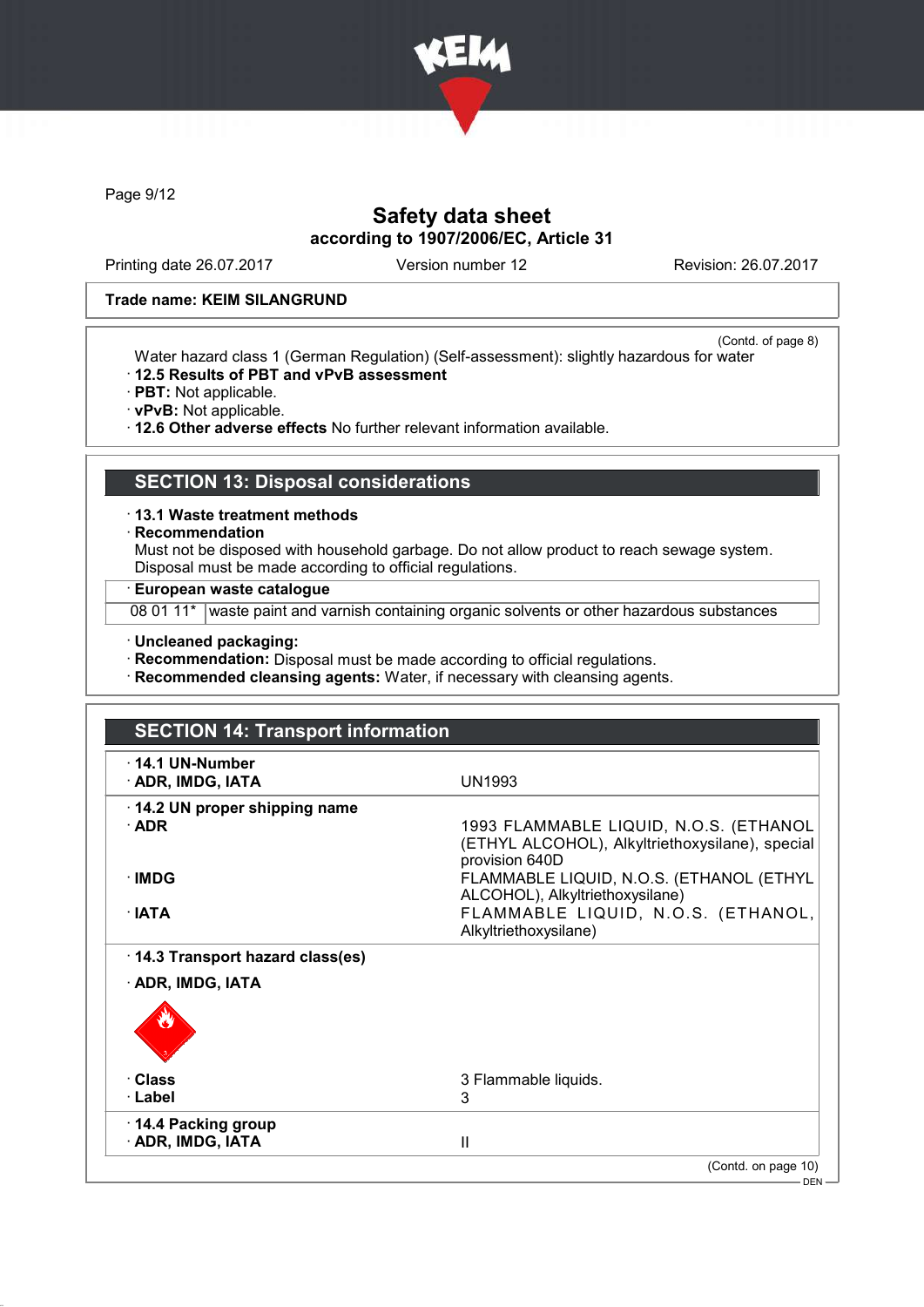Page 9/12

# Safety data sheet

according to 1907/2006/EC, Article 31

Printing date 26.07.2017 | Version number 12 | Revision: 26.07.2017

**Trade name: KEIM SILANGRUND**

(Contd. of page 8)

Water hazard class 1 (German Regulation) (Self-assessment): slightly hazardous for water

· **12.5 Results of PBT and vPvB assessment**
· **PBT:** Not applicable.
· **vPvB:** Not applicable.
· **12.6 Other adverse effects** No further relevant information available.

## SECTION 13: Disposal considerations

· **13.1 Waste treatment methods**
· **Recommendation**
Must not be disposed with household garbage. Do not allow product to reach sewage system.
Disposal must be made according to official regulations.

| · **European waste catalogue** | |
|---|---|
| 08 01 11* | waste paint and varnish containing organic solvents or other hazardous substances |

· **Uncleaned packaging:**
· **Recommendation:** Disposal must be made according to official regulations.
· **Recommended cleansing agents:** Water, if necessary with cleansing agents.

## SECTION 14: Transport information

| | |
|---|---|
| · **14.1 UN-Number** | |
| · **ADR, IMDG, IATA** | UN1993 |
| · **14.2 UN proper shipping name** | |
| · **ADR** | 1993 FLAMMABLE LIQUID, N.O.S. (ETHANOL (ETHYL ALCOHOL), Alkyltriethoxysilane), special provision 640D |
| · **IMDG** | FLAMMABLE LIQUID, N.O.S. (ETHANOL (ETHYL ALCOHOL), Alkyltriethoxysilane) |
| · **IATA** | FLAMMABLE LIQUID, N.O.S. (ETHANOL, Alkyltriethoxysilane) |
| · **14.3 Transport hazard class(es)** | |
| · **ADR, IMDG, IATA** | |
| · **Class** | 3 Flammable liquids. |
| · **Label** | 3 |
| · **14.4 Packing group** | |
| · **ADR, IMDG, IATA** | II |

(Contd. on page 10)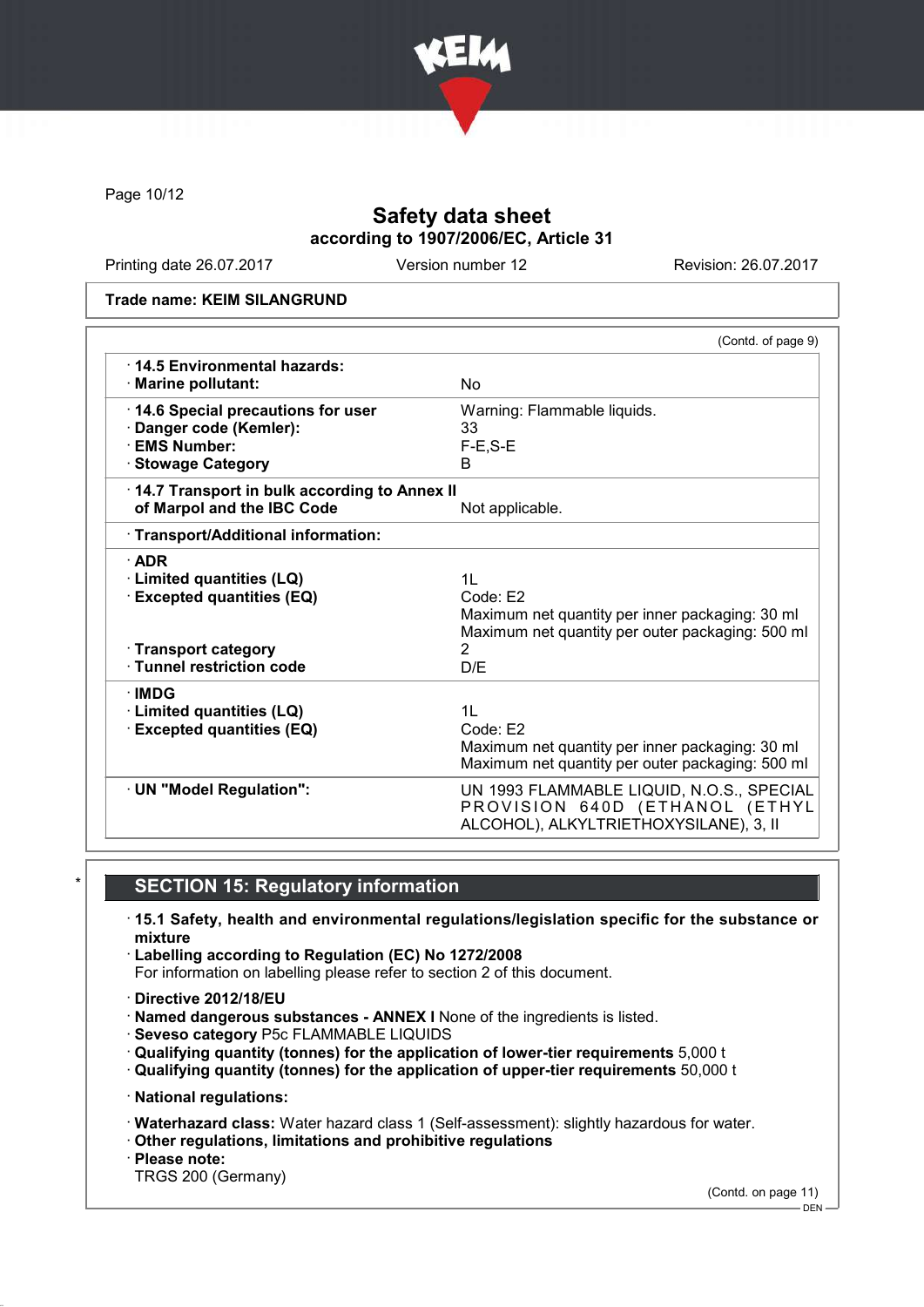Safety data sheet
according to 1907/2006/EC, Article 31

Printing date 26.07.2017 | Version number 12 | Revision: 26.07.2017

Trade name: KEIM SILANGRUND

(Contd. of page 9)

| | |
|---|---|
| · **14.5 Environmental hazards:** | |
| · **Marine pollutant:** | No |
| · **14.6 Special precautions for user** | Warning: Flammable liquids. |
| · **Danger code (Kemler):** | 33 |
| · **EMS Number:** | F-E,S-E |
| · **Stowage Category** | B |
| · **14.7 Transport in bulk according to Annex II of Marpol and the IBC Code** | Not applicable. |
| · **Transport/Additional information:** | |
| · **ADR** | |
| · **Limited quantities (LQ)** | 1L |
| · **Excepted quantities (EQ)** | Code: E2<br>Maximum net quantity per inner packaging: 30 ml<br>Maximum net quantity per outer packaging: 500 ml |
| · **Transport category** | 2 |
| · **Tunnel restriction code** | D/E |
| · **IMDG** | |
| · **Limited quantities (LQ)** | 1L |
| · **Excepted quantities (EQ)** | Code: E2<br>Maximum net quantity per inner packaging: 30 ml<br>Maximum net quantity per outer packaging: 500 ml |
| · **UN "Model Regulation":** | UN 1993 FLAMMABLE LIQUID, N.O.S., SPECIAL PROVISION 640D (ETHANOL (ETHYL ALCOHOL), ALKYLTRIETHOXYSILANE), 3, II |

## SECTION 15: Regulatory information

· **15.1 Safety, health and environmental regulations/legislation specific for the substance or mixture**

· **Labelling according to Regulation (EC) No 1272/2008**
For information on labelling please refer to section 2 of this document.

· **Directive 2012/18/EU**
· **Named dangerous substances - ANNEX I** None of the ingredients is listed.
· **Seveso category** P5c FLAMMABLE LIQUIDS
· **Qualifying quantity (tonnes) for the application of lower-tier requirements** 5,000 t
· **Qualifying quantity (tonnes) for the application of upper-tier requirements** 50,000 t

· **National regulations:**

· **Waterhazard class:** Water hazard class 1 (Self-assessment): slightly hazardous for water.
· **Other regulations, limitations and prohibitive regulations**
· **Please note:**
TRGS 200 (Germany)

(Contd. on page 11)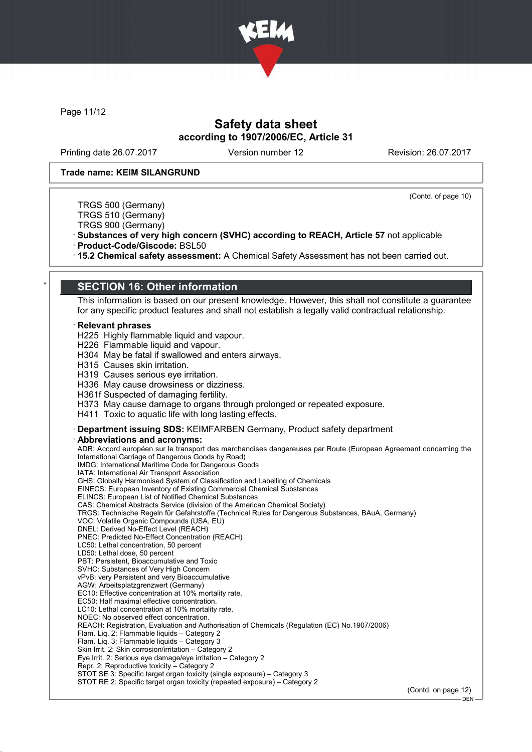Trade name: KEIM SILANGRUND

(Contd. of page 10)

TRGS 500 (Germany)
TRGS 510 (Germany)
TRGS 900 (Germany)

· **Substances of very high concern (SVHC) according to REACH, Article 57** not applicable
· **Product-Code/Giscode:** BSL50
· **15.2 Chemical safety assessment:** A Chemical Safety Assessment has not been carried out.

## * SECTION 16: Other information

This information is based on our present knowledge. However, this shall not constitute a guarantee for any specific product features and shall not establish a legally valid contractual relationship.

· **Relevant phrases**
H225 Highly flammable liquid and vapour.
H226 Flammable liquid and vapour.
H304 May be fatal if swallowed and enters airways.
H315 Causes skin irritation.
H319 Causes serious eye irritation.
H336 May cause drowsiness or dizziness.
H361f Suspected of damaging fertility.
H373 May cause damage to organs through prolonged or repeated exposure.
H411 Toxic to aquatic life with long lasting effects.

· **Department issuing SDS:** KEIMFARBEN Germany, Product safety department
· **Abbreviations and acronyms:**
ADR: Accord européen sur le transport des marchandises dangereuses par Route (European Agreement concerning the International Carriage of Dangerous Goods by Road)
IMDG: International Maritime Code for Dangerous Goods
IATA: International Air Transport Association
GHS: Globally Harmonised System of Classification and Labelling of Chemicals
EINECS: European Inventory of Existing Commercial Chemical Substances
ELINCS: European List of Notified Chemical Substances
CAS: Chemical Abstracts Service (division of the American Chemical Society)
TRGS: Technische Regeln für Gefahrstoffe (Technical Rules for Dangerous Substances, BAuA, Germany)
VOC: Volatile Organic Compounds (USA, EU)
DNEL: Derived No-Effect Level (REACH)
PNEC: Predicted No-Effect Concentration (REACH)
LC50: Lethal concentration, 50 percent
LD50: Lethal dose, 50 percent
PBT: Persistent, Bioaccumulative and Toxic
SVHC: Substances of Very High Concern
vPvB: very Persistent and very Bioaccumulative
AGW: Arbeitsplatzgrenzwert (Germany)
EC10: Effective concentration at 10% mortality rate.
EC50: Half maximal effective concentration.
LC10: Lethal concentration at 10% mortality rate.
NOEC: No observed effect concentration.
REACH: Registration, Evaluation and Authorisation of Chemicals (Regulation (EC) No.1907/2006)
Flam. Liq. 2: Flammable liquids – Category 2
Flam. Liq. 3: Flammable liquids – Category 3
Skin Irrit. 2: Skin corrosion/irritation – Category 2
Eye Irrit. 2: Serious eye damage/eye irritation – Category 2
Repr. 2: Reproductive toxicity – Category 2
STOT SE 3: Specific target organ toxicity (single exposure) – Category 3
STOT RE 2: Specific target organ toxicity (repeated exposure) – Category 2

(Contd. on page 12)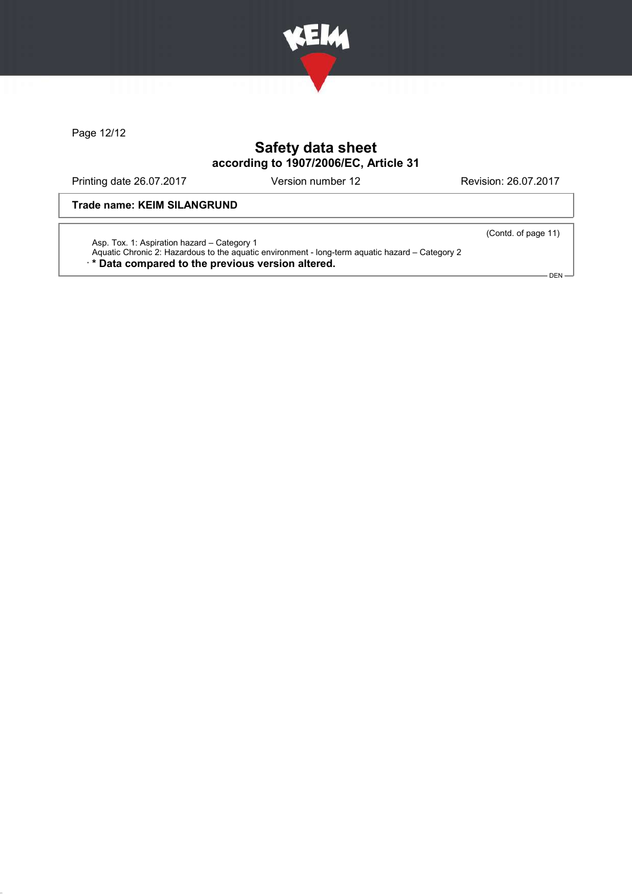**Trade name: KEIM SILANGRUND**

(Contd. of page 11)

Asp. Tox. 1: Aspiration hazard – Category 1
Aquatic Chronic 2: Hazardous to the aquatic environment - long-term aquatic hazard – Category 2

· **\* Data compared to the previous version altered.**

DEN